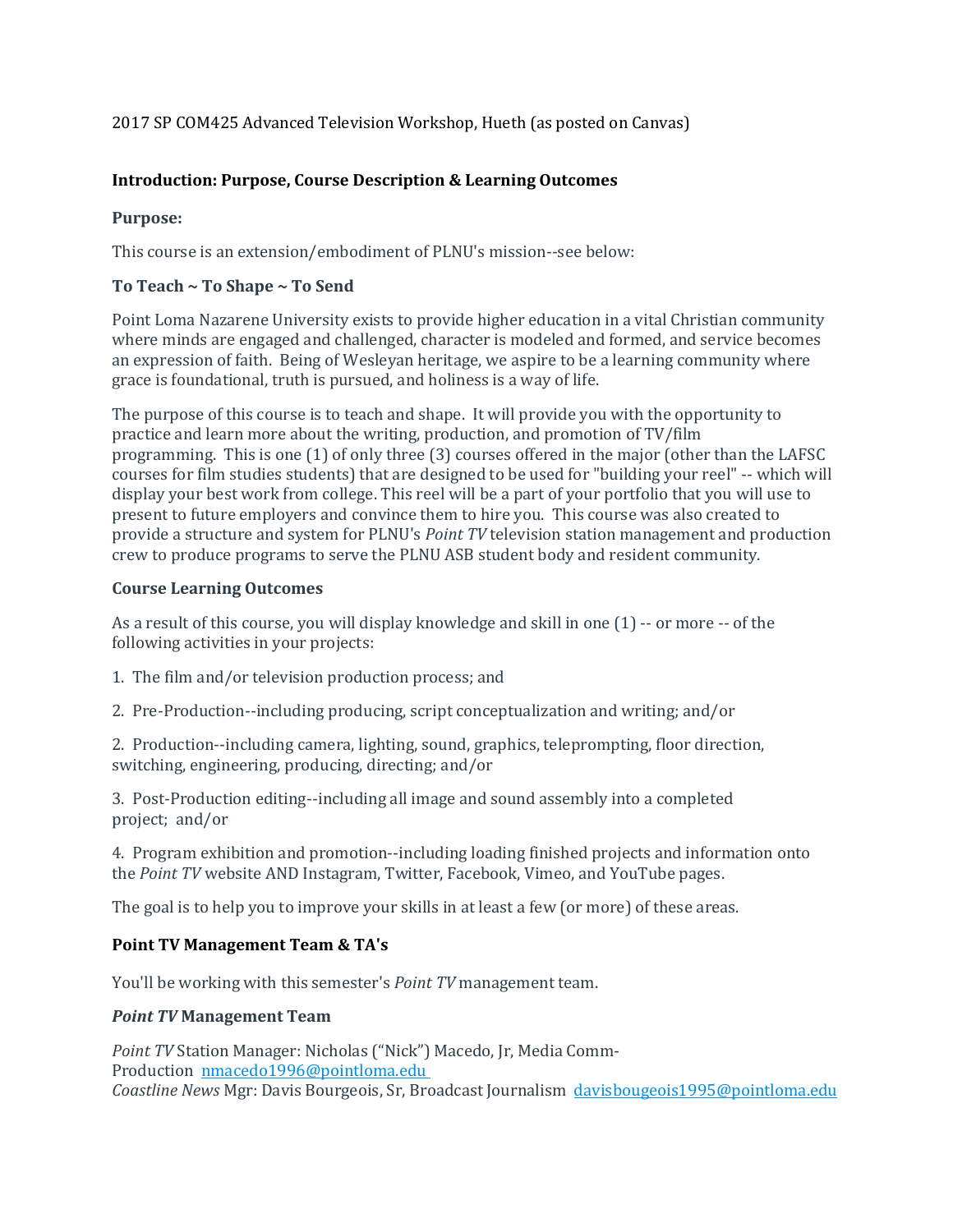2017 SP COM425 Advanced Television Workshop, Hueth (as posted on Canvas)

## Introduction: Purpose, Course Description & Learning Outcomes

### Purpose:

This course is an extension/embodiment of PLNU's mission--see below:

### To Teach ~ To Shape ~ To Send

Point Loma Nazarene University exists to provide higher education in a vital Christian community where minds are engaged and challenged, character is modeled and formed, and service becomes an expression of faith. Being of Wesleyan heritage, we aspire to be a learning community where grace is foundational, truth is pursued, and holiness is a way of life.

The purpose of this course is to teach and shape. It will provide you with the opportunity to practice and learn more about the writing, production, and promotion of TV/film programming. This is one (1) of only three (3) courses offered in the major (other than the LAFSC courses for film studies students) that are designed to be used for "building your reel" -- which will display your best work from college. This reel will be a part of your portfolio that you will use to present to future employers and convince them to hire you. This course was also created to provide a structure and system for PLNU's *Point TV* television station management and production crew to produce programs to serve the PLNU ASB student body and resident community.

### Course Learning Outcomes

As a result of this course, you will display knowledge and skill in one (1) -- or more -- of the following activities in your projects:

1. The film and/or television production process; and

2. Pre-Production--including producing, script conceptualization and writing; and/or

2. Production--including camera, lighting, sound, graphics, teleprompting, floor direction, switching, engineering, producing, directing; and/or

3. Post-Production editing--including all image and sound assembly into a completed project; and/or

4. Program exhibition and promotion--including loading finished projects and information onto the *Point TV* website AND Instagram, Twitter, Facebook, Vimeo, and YouTube pages.

The goal is to help you to improve your skills in at least a few (or more) of these areas.

### Point TV Management Team & TA's

You'll be working with this semester's *Point TV* management team.

### *Point TV* Management Team

*Point TV* Station Manager: Nicholas ("Nick") Macedo, Jr, Media Comm-Production nmacedo1996@pointloma.edu
*Coastline News* Mgr: Davis Bourgeois, Sr, Broadcast Journalism davisbougeois1995@pointloma.edu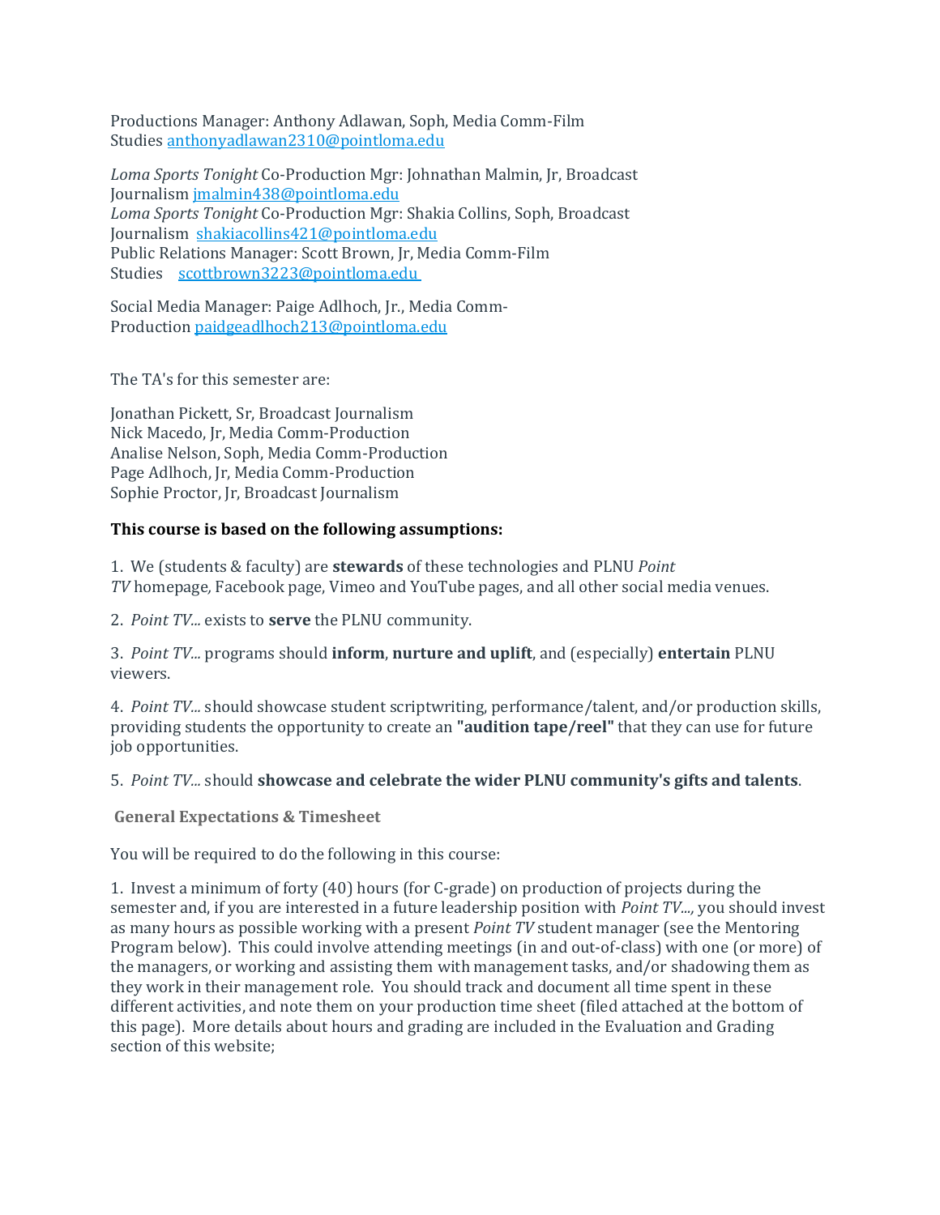Productions Manager: Anthony Adlawan, Soph, Media Comm-Film Studies anthonyadlawan2310@pointloma.edu

*Loma Sports Tonight* Co-Production Mgr: Johnathan Malmin, Jr, Broadcast Journalism jmalmin438@pointloma.edu
*Loma Sports Tonight* Co-Production Mgr: Shakia Collins, Soph, Broadcast Journalism shakiacollins421@pointloma.edu
Public Relations Manager: Scott Brown, Jr, Media Comm-Film Studies scottbrown3223@pointloma.edu

Social Media Manager: Paige Adlhoch, Jr., Media Comm-Production paidgeadlhoch213@pointloma.edu

The TA's for this semester are:

Jonathan Pickett, Sr, Broadcast Journalism
Nick Macedo, Jr, Media Comm-Production
Analise Nelson, Soph, Media Comm-Production
Page Adlhoch, Jr, Media Comm-Production
Sophie Proctor, Jr, Broadcast Journalism

**This course is based on the following assumptions:**

1. We (students & faculty) are **stewards** of these technologies and PLNU *Point TV* homepage*,* Facebook page, Vimeo and YouTube pages, and all other social media venues.

2. *Point TV...* exists to **serve** the PLNU community.

3. *Point TV...* programs should **inform**, **nurture and uplift**, and (especially) **entertain** PLNU viewers.

4. *Point TV...* should showcase student scriptwriting, performance/talent, and/or production skills, providing students the opportunity to create an **"audition tape/reel"** that they can use for future job opportunities.

5. *Point TV...* should **showcase and celebrate the wider PLNU community's gifts and talents**.

**General Expectations & Timesheet**

You will be required to do the following in this course:

1. Invest a minimum of forty (40) hours (for C-grade) on production of projects during the semester and, if you are interested in a future leadership position with *Point TV...,* you should invest as many hours as possible working with a present *Point TV* student manager (see the Mentoring Program below). This could involve attending meetings (in and out-of-class) with one (or more) of the managers, or working and assisting them with management tasks, and/or shadowing them as they work in their management role. You should track and document all time spent in these different activities, and note them on your production time sheet (filed attached at the bottom of this page). More details about hours and grading are included in the Evaluation and Grading section of this website;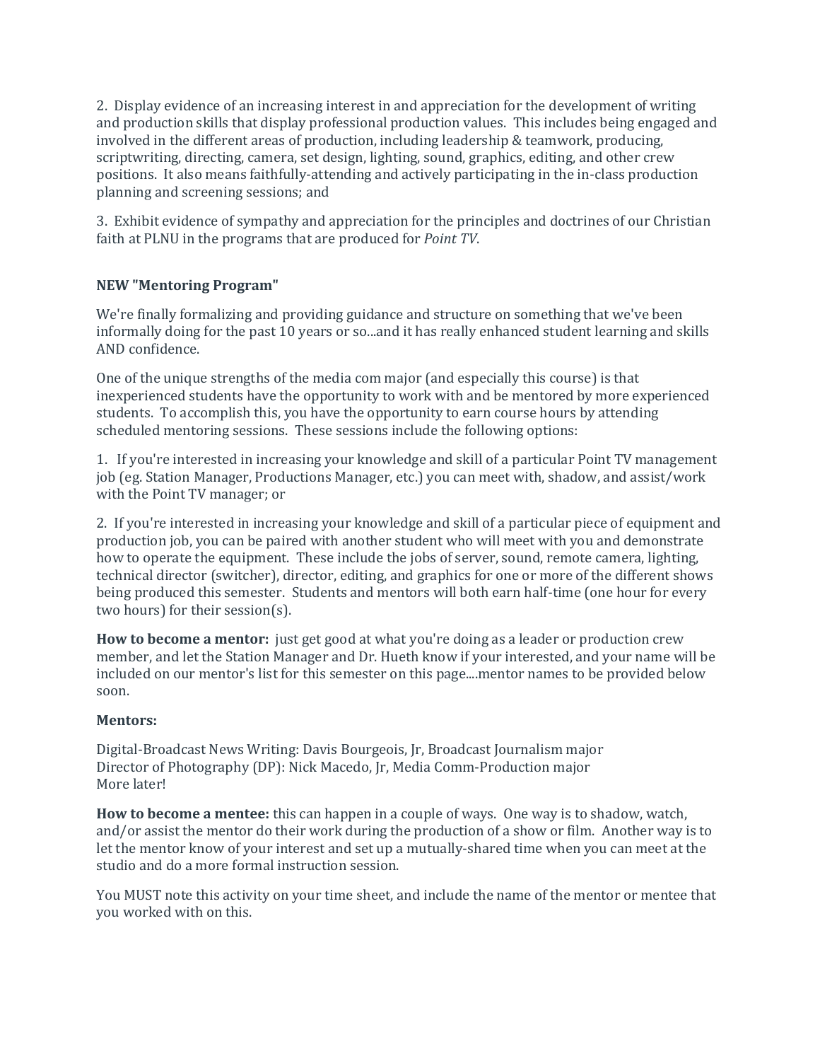2. Display evidence of an increasing interest in and appreciation for the development of writing and production skills that display professional production values. This includes being engaged and involved in the different areas of production, including leadership & teamwork, producing, scriptwriting, directing, camera, set design, lighting, sound, graphics, editing, and other crew positions. It also means faithfully-attending and actively participating in the in-class production planning and screening sessions; and

3. Exhibit evidence of sympathy and appreciation for the principles and doctrines of our Christian faith at PLNU in the programs that are produced for *Point TV*.

**NEW "Mentoring Program"**

We're finally formalizing and providing guidance and structure on something that we've been informally doing for the past 10 years or so...and it has really enhanced student learning and skills AND confidence.

One of the unique strengths of the media com major (and especially this course) is that inexperienced students have the opportunity to work with and be mentored by more experienced students. To accomplish this, you have the opportunity to earn course hours by attending scheduled mentoring sessions. These sessions include the following options:

1. If you're interested in increasing your knowledge and skill of a particular Point TV management job (eg. Station Manager, Productions Manager, etc.) you can meet with, shadow, and assist/work with the Point TV manager; or

2. If you're interested in increasing your knowledge and skill of a particular piece of equipment and production job, you can be paired with another student who will meet with you and demonstrate how to operate the equipment. These include the jobs of server, sound, remote camera, lighting, technical director (switcher), director, editing, and graphics for one or more of the different shows being produced this semester. Students and mentors will both earn half-time (one hour for every two hours) for their session(s).

**How to become a mentor:** just get good at what you're doing as a leader or production crew member, and let the Station Manager and Dr. Hueth know if your interested, and your name will be included on our mentor's list for this semester on this page....mentor names to be provided below soon.

**Mentors:**

Digital-Broadcast News Writing: Davis Bourgeois, Jr, Broadcast Journalism major
Director of Photography (DP): Nick Macedo, Jr, Media Comm-Production major
More later!

**How to become a mentee:** this can happen in a couple of ways. One way is to shadow, watch, and/or assist the mentor do their work during the production of a show or film. Another way is to let the mentor know of your interest and set up a mutually-shared time when you can meet at the studio and do a more formal instruction session.

You MUST note this activity on your time sheet, and include the name of the mentor or mentee that you worked with on this.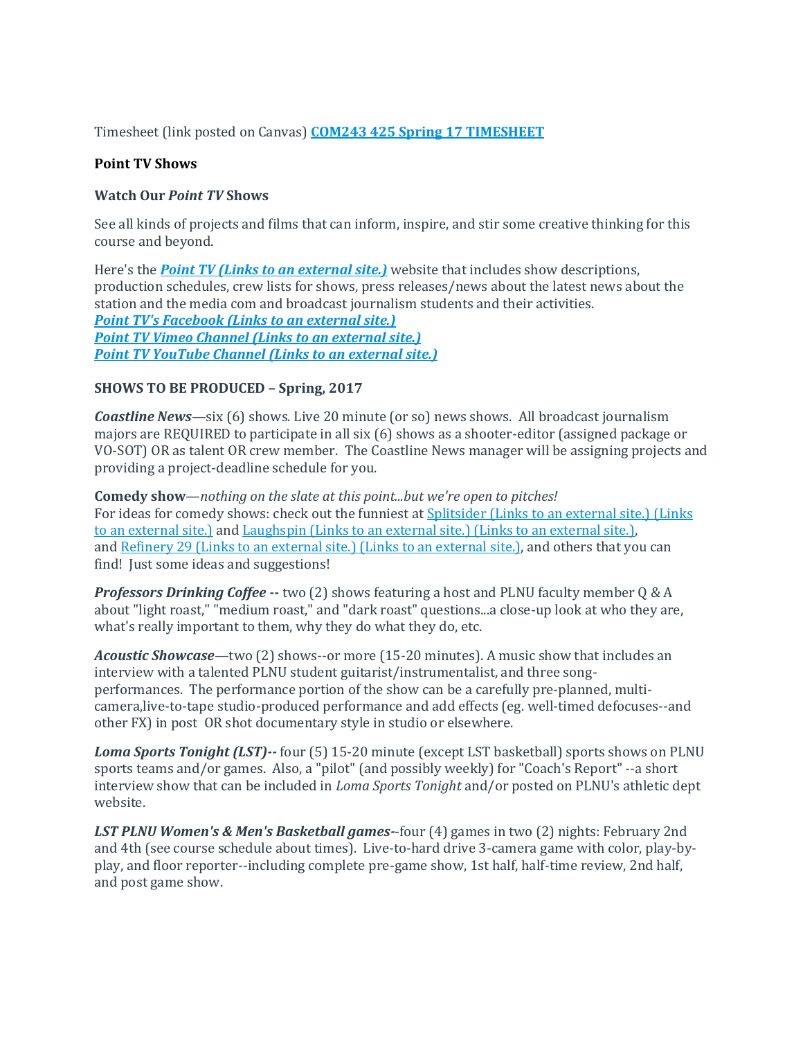Timesheet (link posted on Canvas) **COM243 425 Spring 17 TIMESHEET**

**Point TV Shows**

**Watch Our *Point TV* Shows**

See all kinds of projects and films that can inform, inspire, and stir some creative thinking for this course and beyond.

Here's the ***Point TV (Links to an external site.)*** website that includes show descriptions, production schedules, crew lists for shows, press releases/news about the latest news about the station and the media com and broadcast journalism students and their activities.
***Point TV's Facebook (Links to an external site.)***
***Point TV Vimeo Channel (Links to an external site.)***
***Point TV YouTube Channel (Links to an external site.)***

**SHOWS TO BE PRODUCED – Spring, 2017**

***Coastline News***—six (6) shows. Live 20 minute (or so) news shows. All broadcast journalism majors are REQUIRED to participate in all six (6) shows as a shooter-editor (assigned package or VO-SOT) OR as talent OR crew member. The Coastline News manager will be assigning projects and providing a project-deadline schedule for you.

**Comedy show**—*nothing on the slate at this point...but we're open to pitches!*
For ideas for comedy shows: check out the funniest at Splitsider (Links to an external site.) (Links to an external site.) and Laughspin (Links to an external site.) (Links to an external site.), and Refinery 29 (Links to an external site.) (Links to an external site.), and others that you can find! Just some ideas and suggestions!

***Professors Drinking Coffee* --** two (2) shows featuring a host and PLNU faculty member Q & A about "light roast," "medium roast," and "dark roast" questions...a close-up look at who they are, what's really important to them, why they do what they do, etc.

***Acoustic Showcase***—two (2) shows--or more (15-20 minutes). A music show that includes an interview with a talented PLNU student guitarist/instrumentalist, and three song-performances. The performance portion of the show can be a carefully pre-planned, multi-camera,live-to-tape studio-produced performance and add effects (eg. well-timed defocuses--and other FX) in post OR shot documentary style in studio or elsewhere.

***Loma Sports Tonight (LST)*--** four (5) 15-20 minute (except LST basketball) sports shows on PLNU sports teams and/or games. Also, a "pilot" (and possibly weekly) for "Coach's Report" --a short interview show that can be included in *Loma Sports Tonight* and/or posted on PLNU's athletic dept website.

***LST PLNU Women's & Men's Basketball games*-**-four (4) games in two (2) nights: February 2nd and 4th (see course schedule about times). Live-to-hard drive 3-camera game with color, play-by-play, and floor reporter--including complete pre-game show, 1st half, half-time review, 2nd half, and post game show.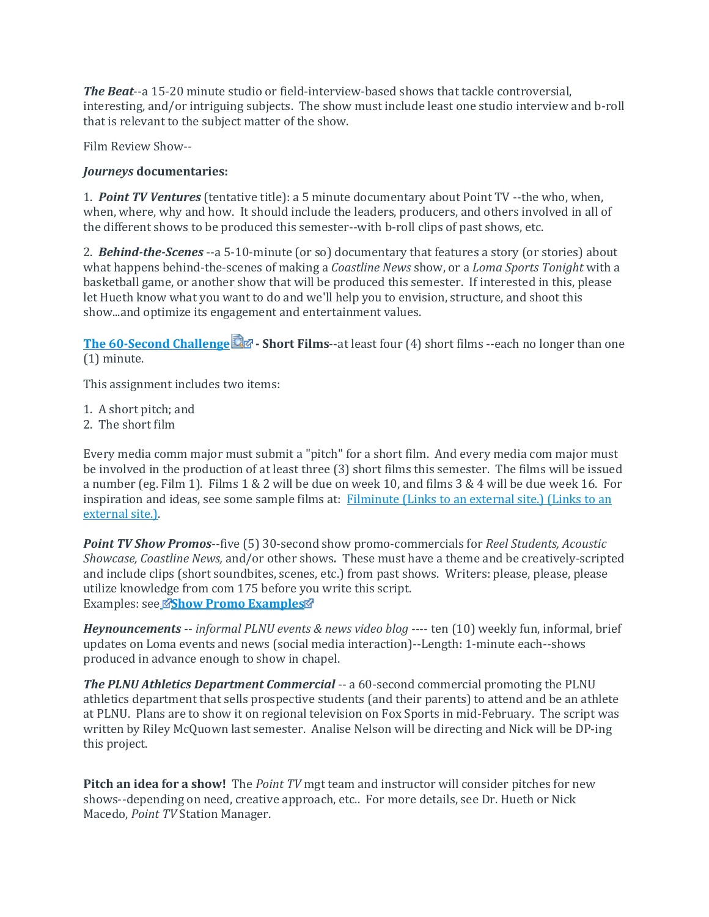***The Beat***--a 15-20 minute studio or field-interview-based shows that tackle controversial, interesting, and/or intriguing subjects. The show must include least one studio interview and b-roll that is relevant to the subject matter of the show.

Film Review Show--

***Journeys* documentaries:**

1. ***Point TV Ventures*** (tentative title): a 5 minute documentary about Point TV --the who, when, when, where, why and how. It should include the leaders, producers, and others involved in all of the different shows to be produced this semester--with b-roll clips of past shows, etc.

2. ***Behind-the-Scenes*** --a 5-10-minute (or so) documentary that features a story (or stories) about what happens behind-the-scenes of making a *Coastline News* show, or a *Loma Sports Tonight* with a basketball game, or another show that will be produced this semester. If interested in this, please let Hueth know what you want to do and we'll help you to envision, structure, and shoot this show...and optimize its engagement and entertainment values.

**The 60-Second Challenge - Short Films**--at least four (4) short films --each no longer than one (1) minute.

This assignment includes two items:

1. A short pitch; and
2. The short film

Every media comm major must submit a "pitch" for a short film. And every media com major must be involved in the production of at least three (3) short films this semester. The films will be issued a number (eg. Film 1). Films 1 & 2 will be due on week 10, and films 3 & 4 will be due week 16. For inspiration and ideas, see some sample films at: Filminute (Links to an external site.) (Links to an external site.).

***Point TV Show Promos***--five (5) 30-second show promo-commercials for *Reel Students, Acoustic Showcase, Coastline News,* and/or other shows. These must have a theme and be creatively-scripted and include clips (short soundbites, scenes, etc.) from past shows. Writers: please, please, please utilize knowledge from com 175 before you write this script.
Examples: see **Show Promo Examples**

***Heynouncements*** -- *informal PLNU events & news video blog* ---- ten (10) weekly fun, informal, brief updates on Loma events and news (social media interaction)--Length: 1-minute each--shows produced in advance enough to show in chapel.

***The PLNU Athletics Department Commercial*** -- a 60-second commercial promoting the PLNU athletics department that sells prospective students (and their parents) to attend and be an athlete at PLNU. Plans are to show it on regional television on Fox Sports in mid-February. The script was written by Riley McQuown last semester. Analise Nelson will be directing and Nick will be DP-ing this project.

**Pitch an idea for a show!** The *Point TV* mgt team and instructor will consider pitches for new shows--depending on need, creative approach, etc.. For more details, see Dr. Hueth or Nick Macedo, *Point TV* Station Manager.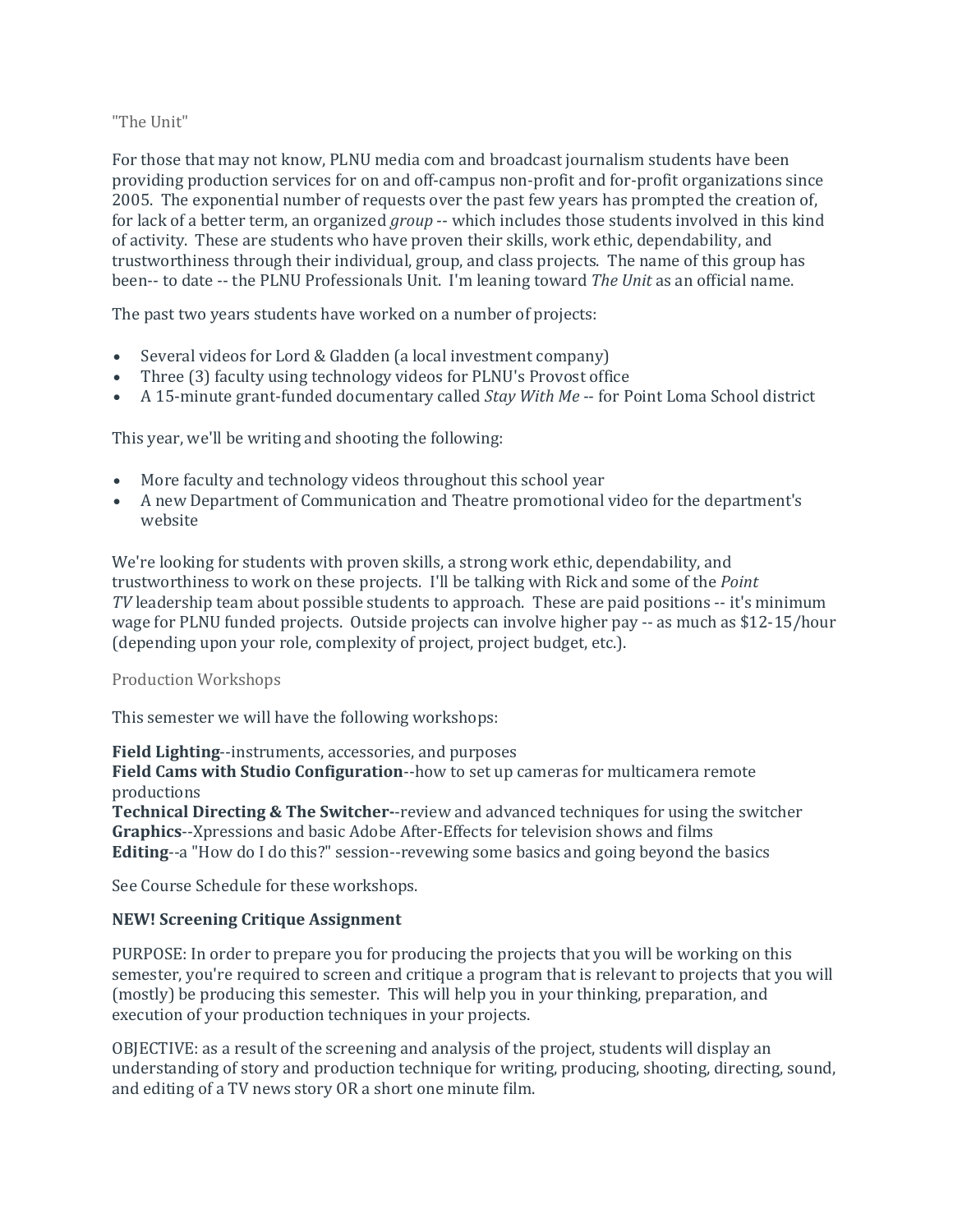"The Unit"

For those that may not know, PLNU media com and broadcast journalism students have been providing production services for on and off-campus non-profit and for-profit organizations since 2005. The exponential number of requests over the past few years has prompted the creation of, for lack of a better term, an organized *group* -- which includes those students involved in this kind of activity. These are students who have proven their skills, work ethic, dependability, and trustworthiness through their individual, group, and class projects. The name of this group has been-- to date -- the PLNU Professionals Unit. I'm leaning toward *The Unit* as an official name.

The past two years students have worked on a number of projects:

- Several videos for Lord & Gladden (a local investment company)
- Three (3) faculty using technology videos for PLNU's Provost office
- A 15-minute grant-funded documentary called *Stay With Me* -- for Point Loma School district

This year, we'll be writing and shooting the following:

- More faculty and technology videos throughout this school year
- A new Department of Communication and Theatre promotional video for the department's website

We're looking for students with proven skills, a strong work ethic, dependability, and trustworthiness to work on these projects. I'll be talking with Rick and some of the *Point TV* leadership team about possible students to approach. These are paid positions -- it's minimum wage for PLNU funded projects. Outside projects can involve higher pay -- as much as $12-15/hour (depending upon your role, complexity of project, project budget, etc.).

Production Workshops

This semester we will have the following workshops:

**Field Lighting**--instruments, accessories, and purposes
**Field Cams with Studio Configuration**--how to set up cameras for multicamera remote productions
**Technical Directing & The Switcher--**review and advanced techniques for using the switcher
**Graphics**--Xpressions and basic Adobe After-Effects for television shows and films
**Editing**--a "How do I do this?" session--revewing some basics and going beyond the basics

See Course Schedule for these workshops.

**NEW! Screening Critique Assignment**

PURPOSE: In order to prepare you for producing the projects that you will be working on this semester, you're required to screen and critique a program that is relevant to projects that you will (mostly) be producing this semester. This will help you in your thinking, preparation, and execution of your production techniques in your projects.

OBJECTIVE: as a result of the screening and analysis of the project, students will display an understanding of story and production technique for writing, producing, shooting, directing, sound, and editing of a TV news story OR a short one minute film.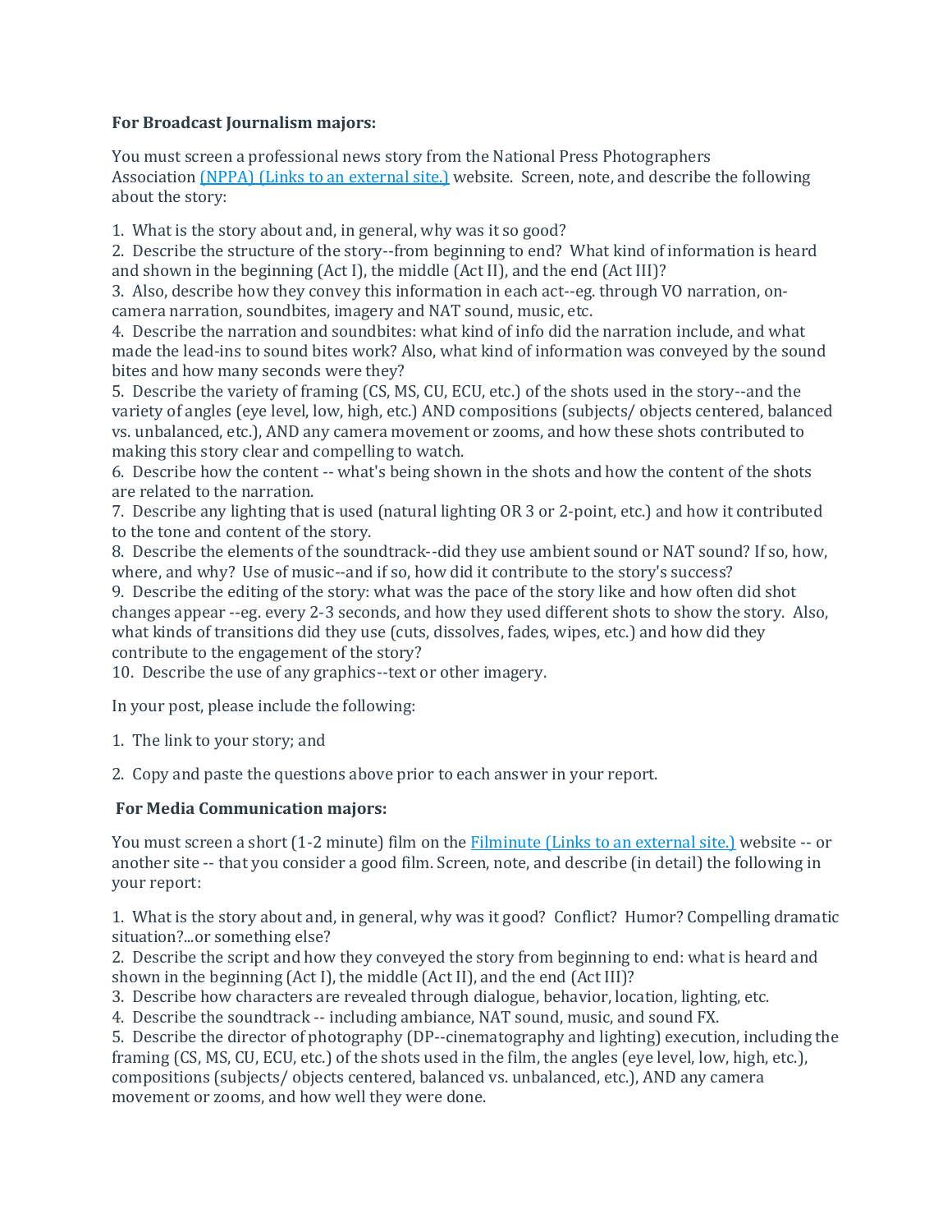**For Broadcast Journalism majors:**

You must screen a professional news story from the National Press Photographers Association [(NPPA) (Links to an external site.)](#) website. Screen, note, and describe the following about the story:

1. What is the story about and, in general, why was it so good?
2. Describe the structure of the story--from beginning to end? What kind of information is heard and shown in the beginning (Act I), the middle (Act II), and the end (Act III)?
3. Also, describe how they convey this information in each act--eg. through VO narration, on-camera narration, soundbites, imagery and NAT sound, music, etc.
4. Describe the narration and soundbites: what kind of info did the narration include, and what made the lead-ins to sound bites work? Also, what kind of information was conveyed by the sound bites and how many seconds were they?
5. Describe the variety of framing (CS, MS, CU, ECU, etc.) of the shots used in the story--and the variety of angles (eye level, low, high, etc.) AND compositions (subjects/ objects centered, balanced vs. unbalanced, etc.), AND any camera movement or zooms, and how these shots contributed to making this story clear and compelling to watch.
6. Describe how the content -- what's being shown in the shots and how the content of the shots are related to the narration.
7. Describe any lighting that is used (natural lighting OR 3 or 2-point, etc.) and how it contributed to the tone and content of the story.
8. Describe the elements of the soundtrack--did they use ambient sound or NAT sound? If so, how, where, and why? Use of music--and if so, how did it contribute to the story's success?
9. Describe the editing of the story: what was the pace of the story like and how often did shot changes appear --eg. every 2-3 seconds, and how they used different shots to show the story. Also, what kinds of transitions did they use (cuts, dissolves, fades, wipes, etc.) and how did they contribute to the engagement of the story?
10. Describe the use of any graphics--text or other imagery.

In your post, please include the following:

1. The link to your story; and
2. Copy and paste the questions above prior to each answer in your report.

**For Media Communication majors:**

You must screen a short (1-2 minute) film on the [Filminute (Links to an external site.)](#) website -- or another site -- that you consider a good film. Screen, note, and describe (in detail) the following in your report:

1. What is the story about and, in general, why was it good? Conflict? Humor? Compelling dramatic situation?...or something else?
2. Describe the script and how they conveyed the story from beginning to end: what is heard and shown in the beginning (Act I), the middle (Act II), and the end (Act III)?
3. Describe how characters are revealed through dialogue, behavior, location, lighting, etc.
4. Describe the soundtrack -- including ambiance, NAT sound, music, and sound FX.
5. Describe the director of photography (DP--cinematography and lighting) execution, including the framing (CS, MS, CU, ECU, etc.) of the shots used in the film, the angles (eye level, low, high, etc.), compositions (subjects/ objects centered, balanced vs. unbalanced, etc.), AND any camera movement or zooms, and how well they were done.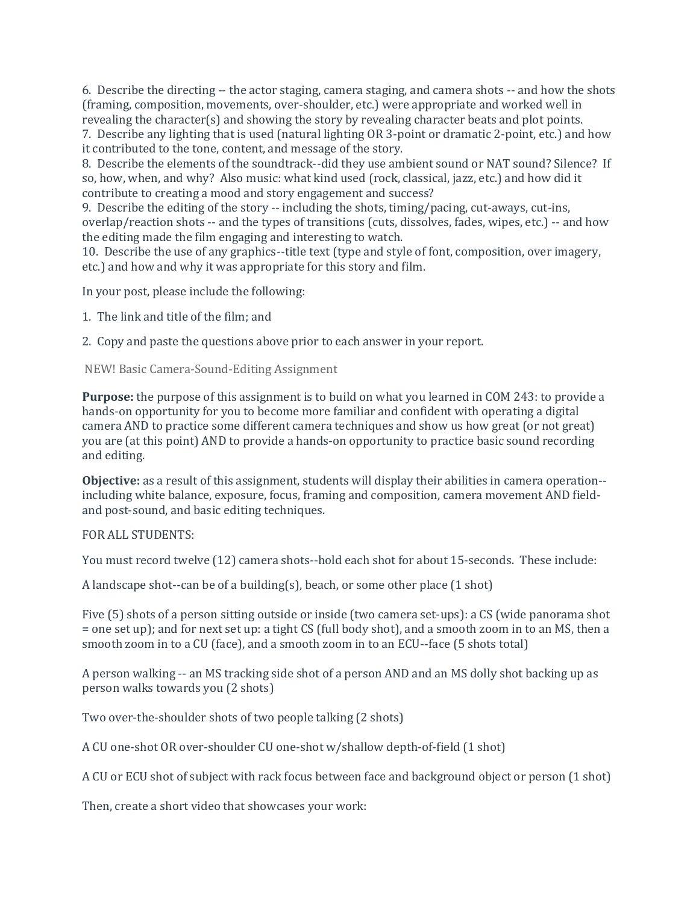6. Describe the directing -- the actor staging, camera staging, and camera shots -- and how the shots (framing, composition, movements, over-shoulder, etc.) were appropriate and worked well in revealing the character(s) and showing the story by revealing character beats and plot points.
7. Describe any lighting that is used (natural lighting OR 3-point or dramatic 2-point, etc.) and how it contributed to the tone, content, and message of the story.
8. Describe the elements of the soundtrack--did they use ambient sound or NAT sound? Silence? If so, how, when, and why? Also music: what kind used (rock, classical, jazz, etc.) and how did it contribute to creating a mood and story engagement and success?
9. Describe the editing of the story -- including the shots, timing/pacing, cut-aways, cut-ins, overlap/reaction shots -- and the types of transitions (cuts, dissolves, fades, wipes, etc.) -- and how the editing made the film engaging and interesting to watch.
10. Describe the use of any graphics--title text (type and style of font, composition, over imagery, etc.) and how and why it was appropriate for this story and film.

In your post, please include the following:

1. The link and title of the film; and

2. Copy and paste the questions above prior to each answer in your report.

## NEW! Basic Camera-Sound-Editing Assignment

**Purpose:** the purpose of this assignment is to build on what you learned in COM 243: to provide a hands-on opportunity for you to become more familiar and confident with operating a digital camera AND to practice some different camera techniques and show us how great (or not great) you are (at this point) AND to provide a hands-on opportunity to practice basic sound recording and editing.

**Objective:** as a result of this assignment, students will display their abilities in camera operation--including white balance, exposure, focus, framing and composition, camera movement AND field- and post-sound, and basic editing techniques.

FOR ALL STUDENTS:

You must record twelve (12) camera shots--hold each shot for about 15-seconds. These include:

A landscape shot--can be of a building(s), beach, or some other place (1 shot)

Five (5) shots of a person sitting outside or inside (two camera set-ups): a CS (wide panorama shot = one set up); and for next set up: a tight CS (full body shot), and a smooth zoom in to an MS, then a smooth zoom in to a CU (face), and a smooth zoom in to an ECU--face (5 shots total)

A person walking -- an MS tracking side shot of a person AND and an MS dolly shot backing up as person walks towards you (2 shots)

Two over-the-shoulder shots of two people talking (2 shots)

A CU one-shot OR over-shoulder CU one-shot w/shallow depth-of-field (1 shot)

A CU or ECU shot of subject with rack focus between face and background object or person (1 shot)

Then, create a short video that showcases your work: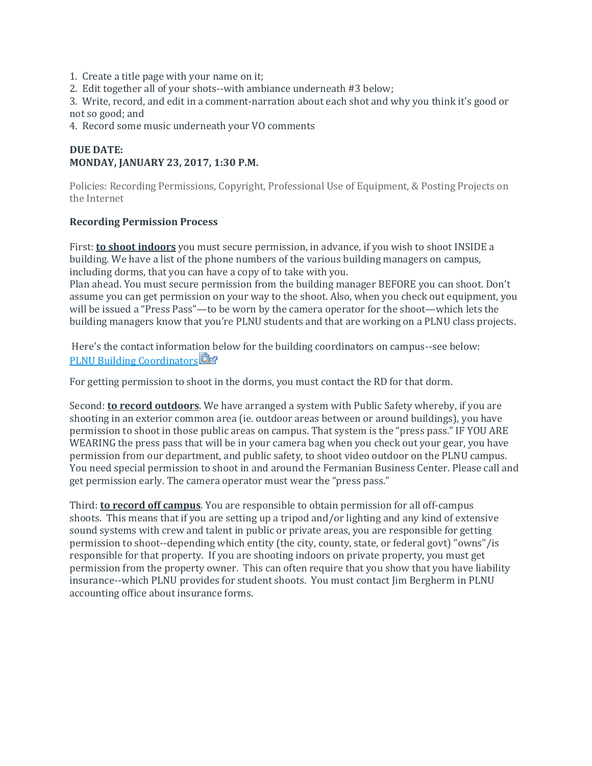1. Create a title page with your name on it;
2. Edit together all of your shots--with ambiance underneath #3 below;
3. Write, record, and edit in a comment-narration about each shot and why you think it's good or not so good; and
4. Record some music underneath your VO comments

**DUE DATE:**
**MONDAY, JANUARY 23, 2017, 1:30 P.M.**

Policies: Recording Permissions, Copyright, Professional Use of Equipment, & Posting Projects on the Internet

**Recording Permission Process**

First: **to shoot indoors** you must secure permission, in advance, if you wish to shoot INSIDE a building. We have a list of the phone numbers of the various building managers on campus, including dorms, that you can have a copy of to take with you.
Plan ahead. You must secure permission from the building manager BEFORE you can shoot. Don't assume you can get permission on your way to the shoot. Also, when you check out equipment, you will be issued a "Press Pass"—to be worn by the camera operator for the shoot—which lets the building managers know that you're PLNU students and that are working on a PLNU class projects.

Here's the contact information below for the building coordinators on campus--see below:
PLNU Building Coordinators

For getting permission to shoot in the dorms, you must contact the RD for that dorm.

Second: **to record outdoors**. We have arranged a system with Public Safety whereby, if you are shooting in an exterior common area (ie. outdoor areas between or around buildings), you have permission to shoot in those public areas on campus. That system is the "press pass." IF YOU ARE WEARING the press pass that will be in your camera bag when you check out your gear, you have permission from our department, and public safety, to shoot video outdoor on the PLNU campus. You need special permission to shoot in and around the Fermanian Business Center. Please call and get permission early. The camera operator must wear the "press pass."

Third: **to record off campus**. You are responsible to obtain permission for all off-campus shoots. This means that if you are setting up a tripod and/or lighting and any kind of extensive sound systems with crew and talent in public or private areas, you are responsible for getting permission to shoot--depending which entity (the city, county, state, or federal govt) "owns"/is responsible for that property. If you are shooting indoors on private property, you must get permission from the property owner. This can often require that you show that you have liability insurance--which PLNU provides for student shoots. You must contact Jim Bergherm in PLNU accounting office about insurance forms.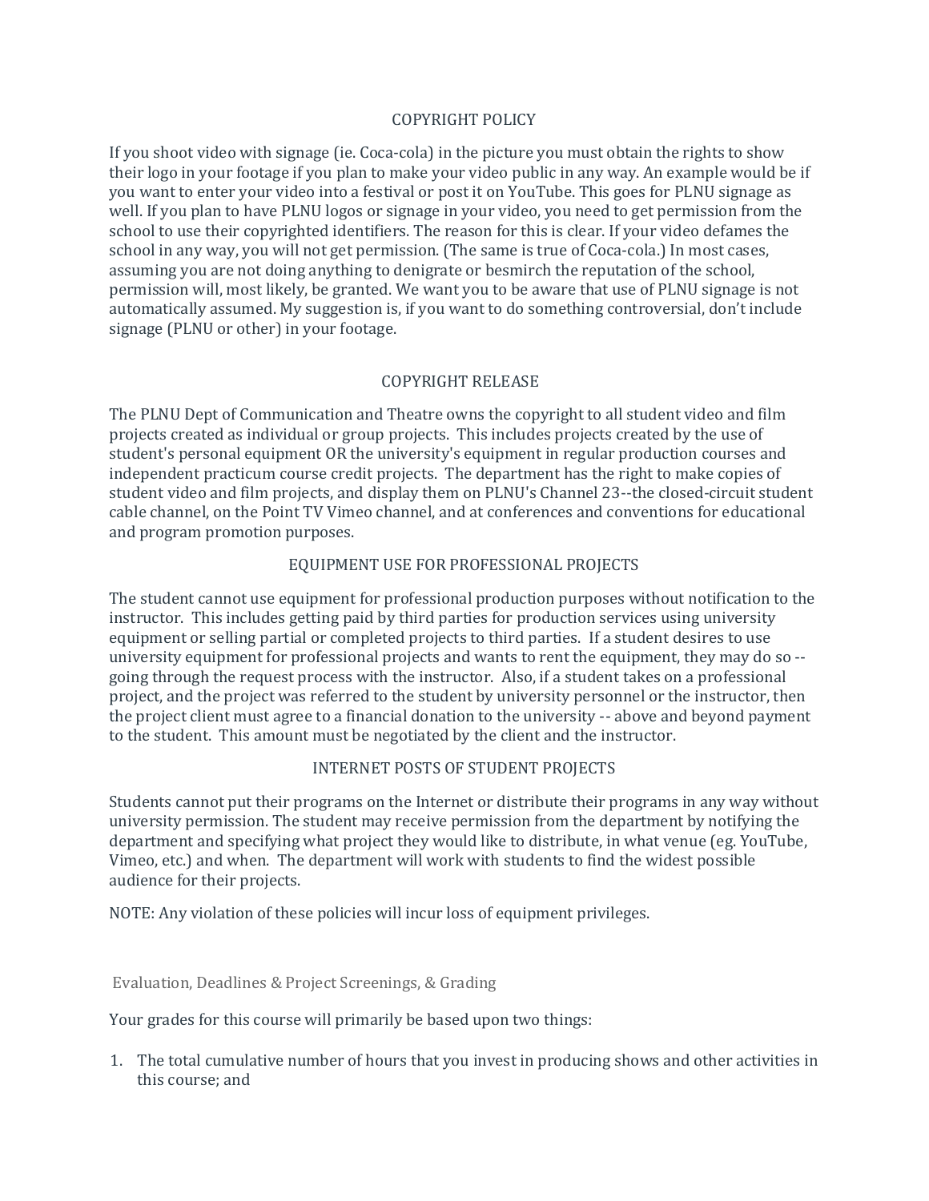## COPYRIGHT POLICY

If you shoot video with signage (ie. Coca-cola) in the picture you must obtain the rights to show their logo in your footage if you plan to make your video public in any way. An example would be if you want to enter your video into a festival or post it on YouTube. This goes for PLNU signage as well. If you plan to have PLNU logos or signage in your video, you need to get permission from the school to use their copyrighted identifiers. The reason for this is clear. If your video defames the school in any way, you will not get permission. (The same is true of Coca-cola.) In most cases, assuming you are not doing anything to denigrate or besmirch the reputation of the school, permission will, most likely, be granted. We want you to be aware that use of PLNU signage is not automatically assumed. My suggestion is, if you want to do something controversial, don't include signage (PLNU or other) in your footage.

## COPYRIGHT RELEASE

The PLNU Dept of Communication and Theatre owns the copyright to all student video and film projects created as individual or group projects. This includes projects created by the use of student's personal equipment OR the university's equipment in regular production courses and independent practicum course credit projects. The department has the right to make copies of student video and film projects, and display them on PLNU's Channel 23--the closed-circuit student cable channel, on the Point TV Vimeo channel, and at conferences and conventions for educational and program promotion purposes.

## EQUIPMENT USE FOR PROFESSIONAL PROJECTS

The student cannot use equipment for professional production purposes without notification to the instructor. This includes getting paid by third parties for production services using university equipment or selling partial or completed projects to third parties. If a student desires to use university equipment for professional projects and wants to rent the equipment, they may do so -- going through the request process with the instructor. Also, if a student takes on a professional project, and the project was referred to the student by university personnel or the instructor, then the project client must agree to a financial donation to the university -- above and beyond payment to the student. This amount must be negotiated by the client and the instructor.

## INTERNET POSTS OF STUDENT PROJECTS

Students cannot put their programs on the Internet or distribute their programs in any way without university permission. The student may receive permission from the department by notifying the department and specifying what project they would like to distribute, in what venue (eg. YouTube, Vimeo, etc.) and when. The department will work with students to find the widest possible audience for their projects.

NOTE: Any violation of these policies will incur loss of equipment privileges.

## Evaluation, Deadlines & Project Screenings, & Grading

Your grades for this course will primarily be based upon two things:

1. The total cumulative number of hours that you invest in producing shows and other activities in this course; and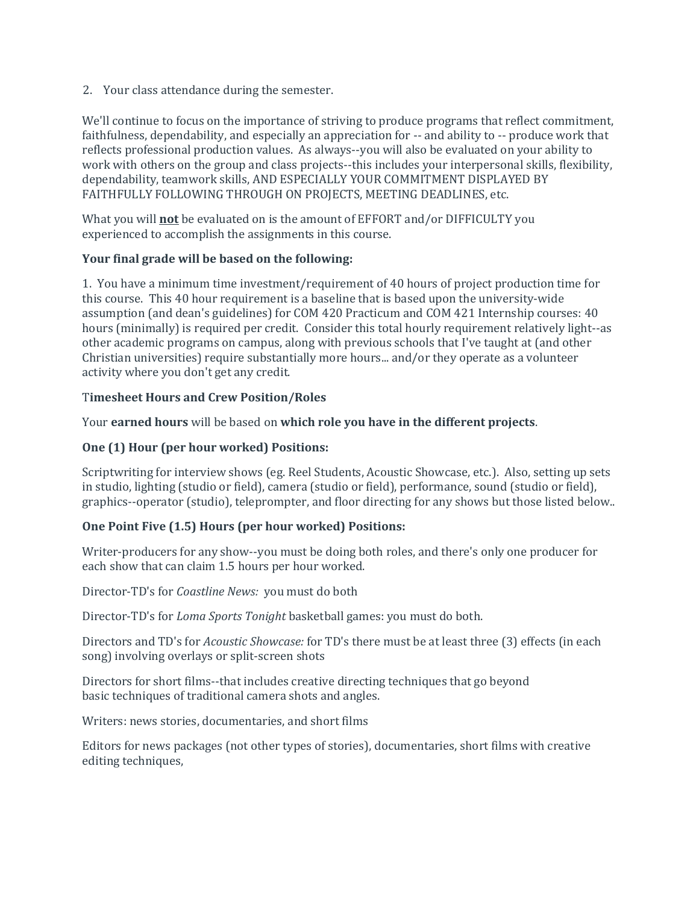2. Your class attendance during the semester.

We'll continue to focus on the importance of striving to produce programs that reflect commitment, faithfulness, dependability, and especially an appreciation for -- and ability to -- produce work that reflects professional production values. As always--you will also be evaluated on your ability to work with others on the group and class projects--this includes your interpersonal skills, flexibility, dependability, teamwork skills, AND ESPECIALLY YOUR COMMITMENT DISPLAYED BY FAITHFULLY FOLLOWING THROUGH ON PROJECTS, MEETING DEADLINES, etc.

What you will **not** be evaluated on is the amount of EFFORT and/or DIFFICULTY you experienced to accomplish the assignments in this course.

**Your final grade will be based on the following:**

1. You have a minimum time investment/requirement of 40 hours of project production time for this course. This 40 hour requirement is a baseline that is based upon the university-wide assumption (and dean's guidelines) for COM 420 Practicum and COM 421 Internship courses: 40 hours (minimally) is required per credit. Consider this total hourly requirement relatively light--as other academic programs on campus, along with previous schools that I've taught at (and other Christian universities) require substantially more hours... and/or they operate as a volunteer activity where you don't get any credit.

**Timesheet Hours and Crew Position/Roles**

Your **earned hours** will be based on **which role you have in the different projects**.

**One (1) Hour (per hour worked) Positions:**

Scriptwriting for interview shows (eg. Reel Students, Acoustic Showcase, etc.). Also, setting up sets in studio, lighting (studio or field), camera (studio or field), performance, sound (studio or field), graphics--operator (studio), teleprompter, and floor directing for any shows but those listed below..

**One Point Five (1.5) Hours (per hour worked) Positions:**

Writer-producers for any show--you must be doing both roles, and there's only one producer for each show that can claim 1.5 hours per hour worked.

Director-TD's for *Coastline News:* you must do both

Director-TD's for *Loma Sports Tonight* basketball games: you must do both.

Directors and TD's for *Acoustic Showcase:* for TD's there must be at least three (3) effects (in each song) involving overlays or split-screen shots

Directors for short films--that includes creative directing techniques that go beyond basic techniques of traditional camera shots and angles.

Writers: news stories, documentaries, and short films

Editors for news packages (not other types of stories), documentaries, short films with creative editing techniques,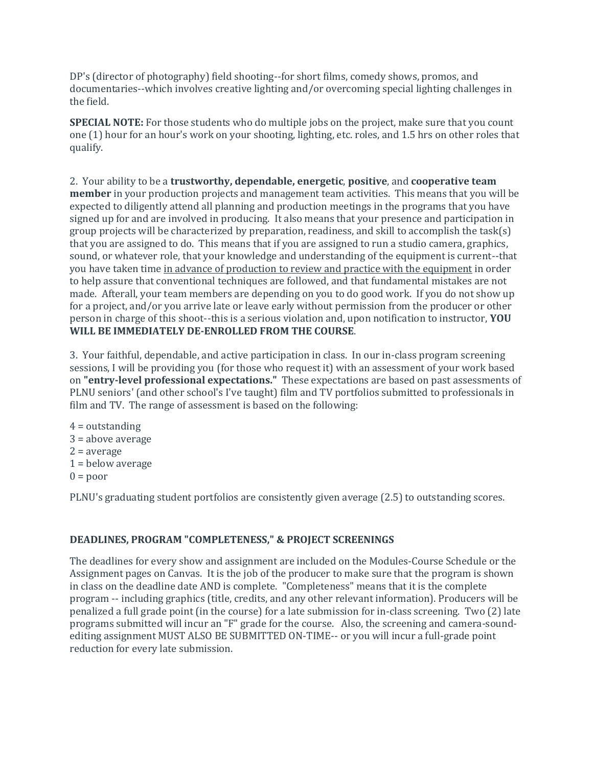DP's (director of photography) field shooting--for short films, comedy shows, promos, and documentaries--which involves creative lighting and/or overcoming special lighting challenges in the field.

**SPECIAL NOTE:** For those students who do multiple jobs on the project, make sure that you count one (1) hour for an hour's work on your shooting, lighting, etc. roles, and 1.5 hrs on other roles that qualify.

2. Your ability to be a **trustworthy, dependable, energetic**, **positive**, and **cooperative team member** in your production projects and management team activities. This means that you will be expected to diligently attend all planning and production meetings in the programs that you have signed up for and are involved in producing. It also means that your presence and participation in group projects will be characterized by preparation, readiness, and skill to accomplish the task(s) that you are assigned to do. This means that if you are assigned to run a studio camera, graphics, sound, or whatever role, that your knowledge and understanding of the equipment is current--that you have taken time <u>in advance of production to review and practice with the equipment</u> in order to help assure that conventional techniques are followed, and that fundamental mistakes are not made. Afterall, your team members are depending on you to do good work. If you do not show up for a project, and/or you arrive late or leave early without permission from the producer or other person in charge of this shoot--this is a serious violation and, upon notification to instructor, **YOU WILL BE IMMEDIATELY DE-ENROLLED FROM THE COURSE**.

3. Your faithful, dependable, and active participation in class. In our in-class program screening sessions, I will be providing you (for those who request it) with an assessment of your work based on **"entry-level professional expectations."** These expectations are based on past assessments of PLNU seniors' (and other school's I've taught) film and TV portfolios submitted to professionals in film and TV. The range of assessment is based on the following:

4 = outstanding
3 = above average
2 = average
1 = below average
0 = poor

PLNU's graduating student portfolios are consistently given average (2.5) to outstanding scores.

**DEADLINES, PROGRAM "COMPLETENESS," & PROJECT SCREENINGS**

The deadlines for every show and assignment are included on the Modules-Course Schedule or the Assignment pages on Canvas. It is the job of the producer to make sure that the program is shown in class on the deadline date AND is complete. "Completeness" means that it is the complete program -- including graphics (title, credits, and any other relevant information). Producers will be penalized a full grade point (in the course) for a late submission for in-class screening. Two (2) late programs submitted will incur an "F" grade for the course. Also, the screening and camera-sound-editing assignment MUST ALSO BE SUBMITTED ON-TIME-- or you will incur a full-grade point reduction for every late submission.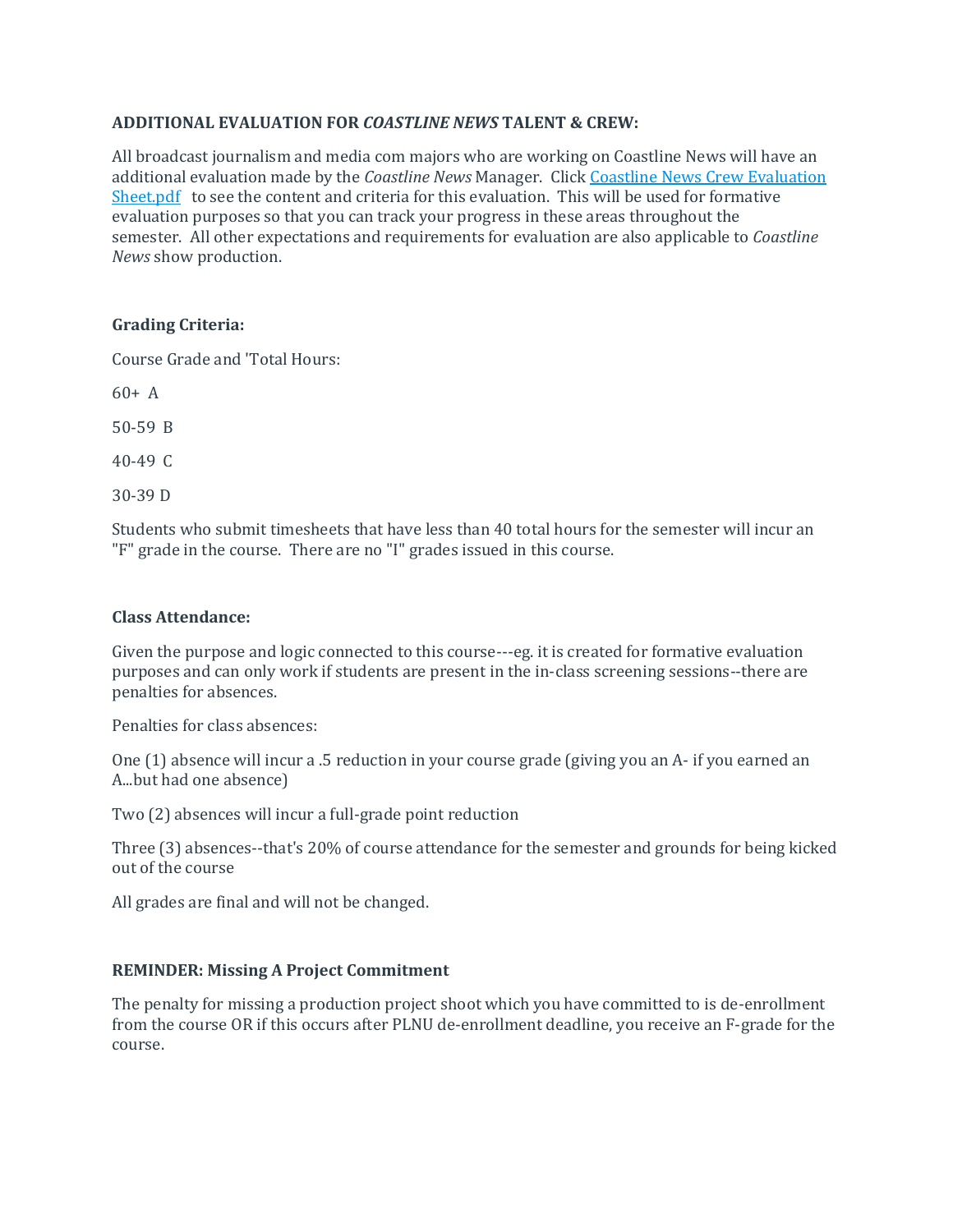**ADDITIONAL EVALUATION FOR *COASTLINE NEWS* TALENT & CREW:**

All broadcast journalism and media com majors who are working on Coastline News will have an additional evaluation made by the *Coastline News* Manager. Click [Coastline News Crew Evaluation Sheet.pdf] to see the content and criteria for this evaluation. This will be used for formative evaluation purposes so that you can track your progress in these areas throughout the semester. All other expectations and requirements for evaluation are also applicable to *Coastline News* show production.

**Grading Criteria:**

Course Grade and 'Total Hours:

60+ A

50-59 B

40-49 C

30-39 D

Students who submit timesheets that have less than 40 total hours for the semester will incur an "F" grade in the course. There are no "I" grades issued in this course.

**Class Attendance:**

Given the purpose and logic connected to this course---eg. it is created for formative evaluation purposes and can only work if students are present in the in-class screening sessions--there are penalties for absences.

Penalties for class absences:

One (1) absence will incur a .5 reduction in your course grade (giving you an A- if you earned an A...but had one absence)

Two (2) absences will incur a full-grade point reduction

Three (3) absences--that's 20% of course attendance for the semester and grounds for being kicked out of the course

All grades are final and will not be changed.

**REMINDER: Missing A Project Commitment**

The penalty for missing a production project shoot which you have committed to is de-enrollment from the course OR if this occurs after PLNU de-enrollment deadline, you receive an F-grade for the course.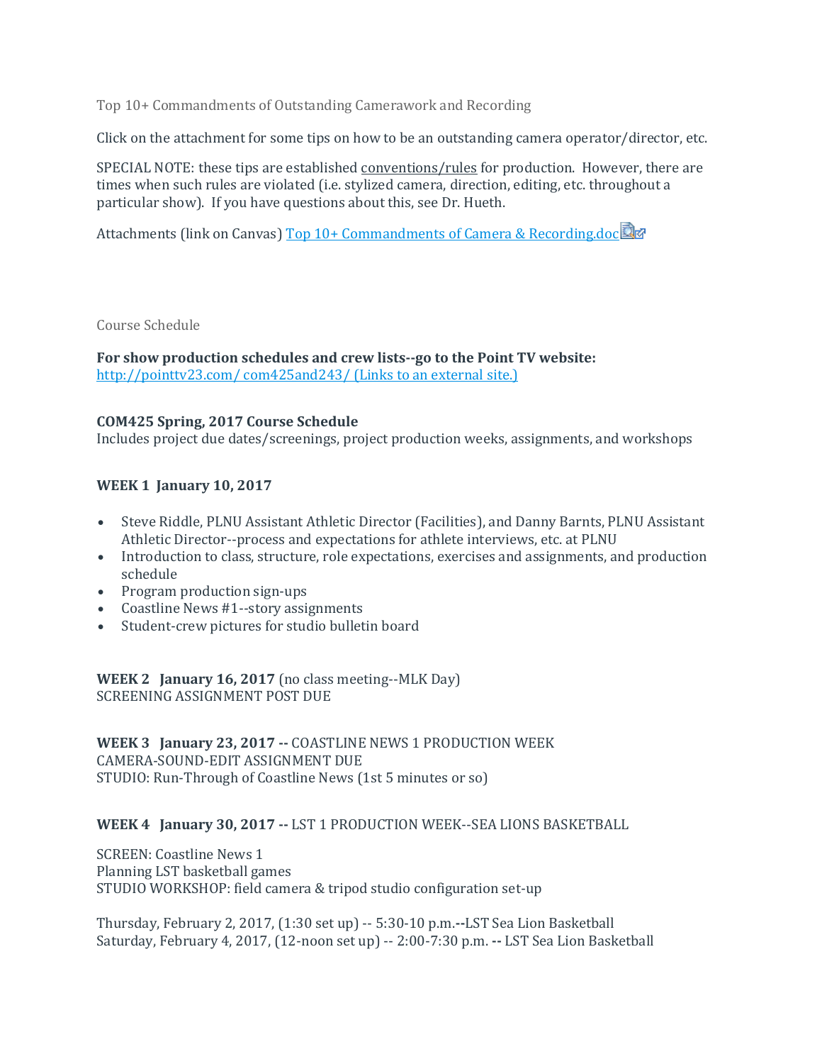Top 10+ Commandments of Outstanding Camerawork and Recording

Click on the attachment for some tips on how to be an outstanding camera operator/director, etc.

SPECIAL NOTE: these tips are established conventions/rules for production. However, there are times when such rules are violated (i.e. stylized camera, direction, editing, etc. throughout a particular show). If you have questions about this, see Dr. Hueth.

Attachments (link on Canvas) [Top 10+ Commandments of Camera & Recording.doc]()

Course Schedule

**For show production schedules and crew lists--go to the Point TV website:**
[http://pointtv23.com/ com425and243/ (Links to an external site.)](http://pointtv23.com/com425and243/)

**COM425 Spring, 2017 Course Schedule**
Includes project due dates/screenings, project production weeks, assignments, and workshops

**WEEK 1 January 10, 2017**

- Steve Riddle, PLNU Assistant Athletic Director (Facilities), and Danny Barnts, PLNU Assistant Athletic Director--process and expectations for athlete interviews, etc. at PLNU
- Introduction to class, structure, role expectations, exercises and assignments, and production schedule
- Program production sign-ups
- Coastline News #1--story assignments
- Student-crew pictures for studio bulletin board

**WEEK 2 January 16, 2017** (no class meeting--MLK Day)
SCREENING ASSIGNMENT POST DUE

**WEEK 3 January 23, 2017 --** COASTLINE NEWS 1 PRODUCTION WEEK
CAMERA-SOUND-EDIT ASSIGNMENT DUE
STUDIO: Run-Through of Coastline News (1st 5 minutes or so)

**WEEK 4 January 30, 2017 --** LST 1 PRODUCTION WEEK--SEA LIONS BASKETBALL

SCREEN: Coastline News 1
Planning LST basketball games
STUDIO WORKSHOP: field camera & tripod studio configuration set-up

Thursday, February 2, 2017, (1:30 set up) -- 5:30-10 p.m.**--**LST Sea Lion Basketball
Saturday, February 4, 2017, (12-noon set up) -- 2:00-7:30 p.m. **--** LST Sea Lion Basketball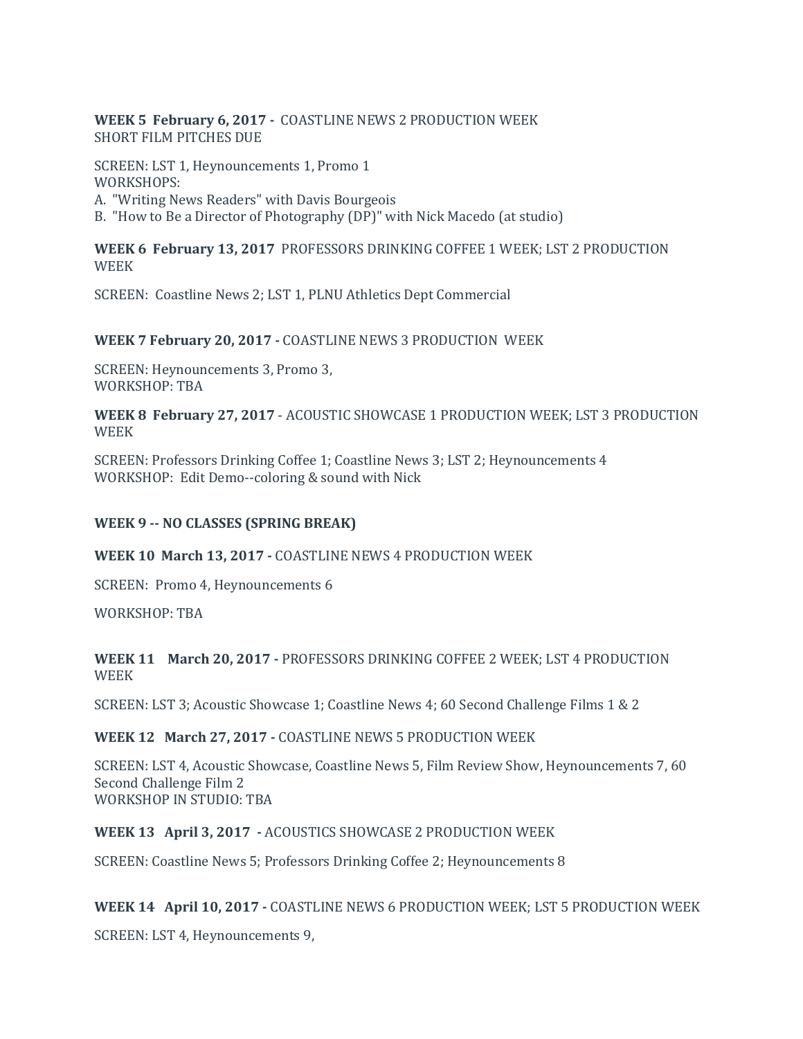**WEEK 5 February 6, 2017 -** COASTLINE NEWS 2 PRODUCTION WEEK
SHORT FILM PITCHES DUE

SCREEN: LST 1, Heynouncements 1, Promo 1
WORKSHOPS:
A. "Writing News Readers" with Davis Bourgeois
B. "How to Be a Director of Photography (DP)" with Nick Macedo (at studio)

**WEEK 6 February 13, 2017** PROFESSORS DRINKING COFFEE 1 WEEK; LST 2 PRODUCTION WEEK

SCREEN: Coastline News 2; LST 1, PLNU Athletics Dept Commercial

**WEEK 7 February 20, 2017 -** COASTLINE NEWS 3 PRODUCTION WEEK

SCREEN: Heynouncements 3, Promo 3,
WORKSHOP: TBA

**WEEK 8 February 27, 2017** - ACOUSTIC SHOWCASE 1 PRODUCTION WEEK; LST 3 PRODUCTION WEEK

SCREEN: Professors Drinking Coffee 1; Coastline News 3; LST 2; Heynouncements 4
WORKSHOP: Edit Demo--coloring & sound with Nick

**WEEK 9 -- NO CLASSES (SPRING BREAK)**

**WEEK 10 March 13, 2017 -** COASTLINE NEWS 4 PRODUCTION WEEK

SCREEN: Promo 4, Heynouncements 6

WORKSHOP: TBA

**WEEK 11 March 20, 2017 -** PROFESSORS DRINKING COFFEE 2 WEEK; LST 4 PRODUCTION WEEK

SCREEN: LST 3; Acoustic Showcase 1; Coastline News 4; 60 Second Challenge Films 1 & 2

**WEEK 12 March 27, 2017 -** COASTLINE NEWS 5 PRODUCTION WEEK

SCREEN: LST 4, Acoustic Showcase, Coastline News 5, Film Review Show, Heynouncements 7, 60 Second Challenge Film 2
WORKSHOP IN STUDIO: TBA

**WEEK 13 April 3, 2017 -** ACOUSTICS SHOWCASE 2 PRODUCTION WEEK

SCREEN: Coastline News 5; Professors Drinking Coffee 2; Heynouncements 8

**WEEK 14 April 10, 2017 -** COASTLINE NEWS 6 PRODUCTION WEEK; LST 5 PRODUCTION WEEK

SCREEN: LST 4, Heynouncements 9,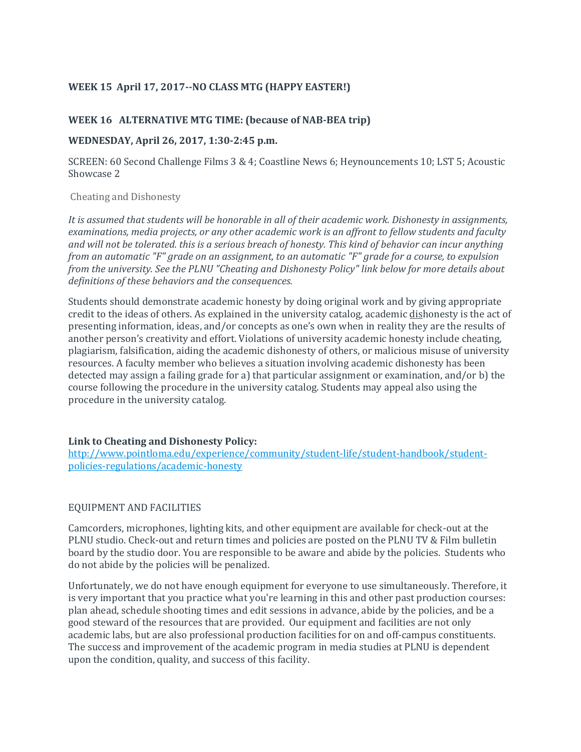**WEEK 15 April 17, 2017--NO CLASS MTG (HAPPY EASTER!)**

**WEEK 16 ALTERNATIVE MTG TIME: (because of NAB-BEA trip)**

**WEDNESDAY, April 26, 2017, 1:30-2:45 p.m.**

SCREEN: 60 Second Challenge Films 3 & 4; Coastline News 6; Heynouncements 10; LST 5; Acoustic Showcase 2

Cheating and Dishonesty

*It is assumed that students will be honorable in all of their academic work. Dishonesty in assignments, examinations, media projects, or any other academic work is an affront to fellow students and faculty and will not be tolerated. this is a serious breach of honesty. This kind of behavior can incur anything from an automatic "F" grade on an assignment, to an automatic "F" grade for a course, to expulsion from the university. See the PLNU "Cheating and Dishonesty Policy" link below for more details about definitions of these behaviors and the consequences.*

Students should demonstrate academic honesty by doing original work and by giving appropriate credit to the ideas of others. As explained in the university catalog, academic <u>dis</u>honesty is the act of presenting information, ideas, and/or concepts as one's own when in reality they are the results of another person's creativity and effort. Violations of university academic honesty include cheating, plagiarism, falsification, aiding the academic dishonesty of others, or malicious misuse of university resources. A faculty member who believes a situation involving academic dishonesty has been detected may assign a failing grade for a) that particular assignment or examination, and/or b) the course following the procedure in the university catalog. Students may appeal also using the procedure in the university catalog.

**Link to Cheating and Dishonesty Policy:**
[http://www.pointloma.edu/experience/community/student-life/student-handbook/student-policies-regulations/academic-honesty](http://www.pointloma.edu/experience/community/student-life/student-handbook/student-policies-regulations/academic-honesty)

EQUIPMENT AND FACILITIES

Camcorders, microphones, lighting kits, and other equipment are available for check-out at the PLNU studio. Check-out and return times and policies are posted on the PLNU TV & Film bulletin board by the studio door. You are responsible to be aware and abide by the policies. Students who do not abide by the policies will be penalized.

Unfortunately, we do not have enough equipment for everyone to use simultaneously. Therefore, it is very important that you practice what you're learning in this and other past production courses: plan ahead, schedule shooting times and edit sessions in advance, abide by the policies, and be a good steward of the resources that are provided. Our equipment and facilities are not only academic labs, but are also professional production facilities for on and off-campus constituents. The success and improvement of the academic program in media studies at PLNU is dependent upon the condition, quality, and success of this facility.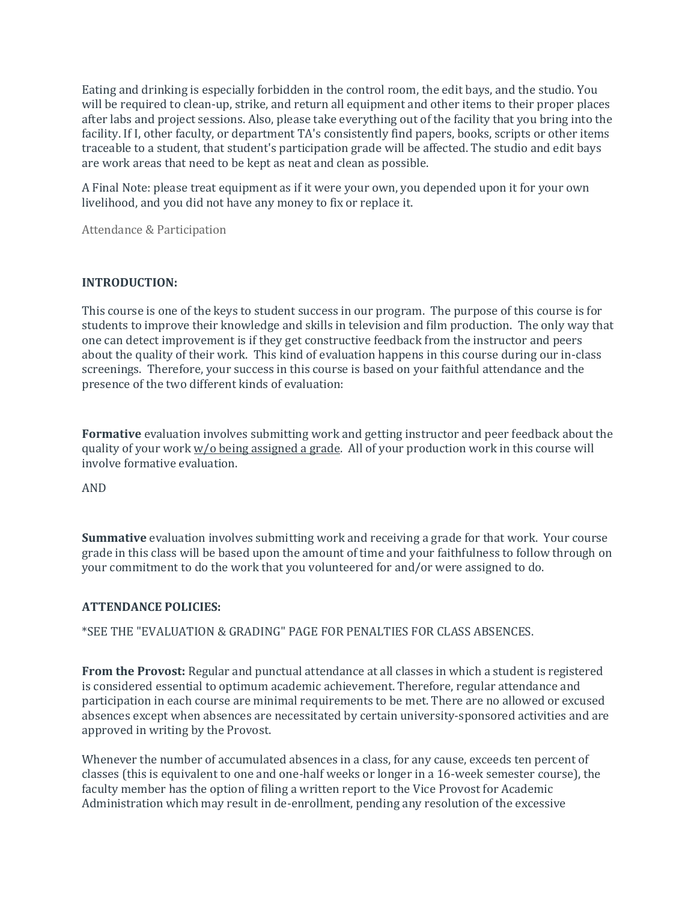Eating and drinking is especially forbidden in the control room, the edit bays, and the studio. You will be required to clean-up, strike, and return all equipment and other items to their proper places after labs and project sessions. Also, please take everything out of the facility that you bring into the facility. If I, other faculty, or department TA's consistently find papers, books, scripts or other items traceable to a student, that student's participation grade will be affected. The studio and edit bays are work areas that need to be kept as neat and clean as possible.

A Final Note: please treat equipment as if it were your own, you depended upon it for your own livelihood, and you did not have any money to fix or replace it.

Attendance & Participation

**INTRODUCTION:**

This course is one of the keys to student success in our program. The purpose of this course is for students to improve their knowledge and skills in television and film production. The only way that one can detect improvement is if they get constructive feedback from the instructor and peers about the quality of their work. This kind of evaluation happens in this course during our in-class screenings. Therefore, your success in this course is based on your faithful attendance and the presence of the two different kinds of evaluation:

**Formative** evaluation involves submitting work and getting instructor and peer feedback about the quality of your work <u>w/o being assigned a grade</u>. All of your production work in this course will involve formative evaluation.

AND

**Summative** evaluation involves submitting work and receiving a grade for that work. Your course grade in this class will be based upon the amount of time and your faithfulness to follow through on your commitment to do the work that you volunteered for and/or were assigned to do.

**ATTENDANCE POLICIES:**

*SEE THE "EVALUATION & GRADING" PAGE FOR PENALTIES FOR CLASS ABSENCES.

**From the Provost:** Regular and punctual attendance at all classes in which a student is registered is considered essential to optimum academic achievement. Therefore, regular attendance and participation in each course are minimal requirements to be met. There are no allowed or excused absences except when absences are necessitated by certain university-sponsored activities and are approved in writing by the Provost.

Whenever the number of accumulated absences in a class, for any cause, exceeds ten percent of classes (this is equivalent to one and one-half weeks or longer in a 16-week semester course), the faculty member has the option of filing a written report to the Vice Provost for Academic Administration which may result in de-enrollment, pending any resolution of the excessive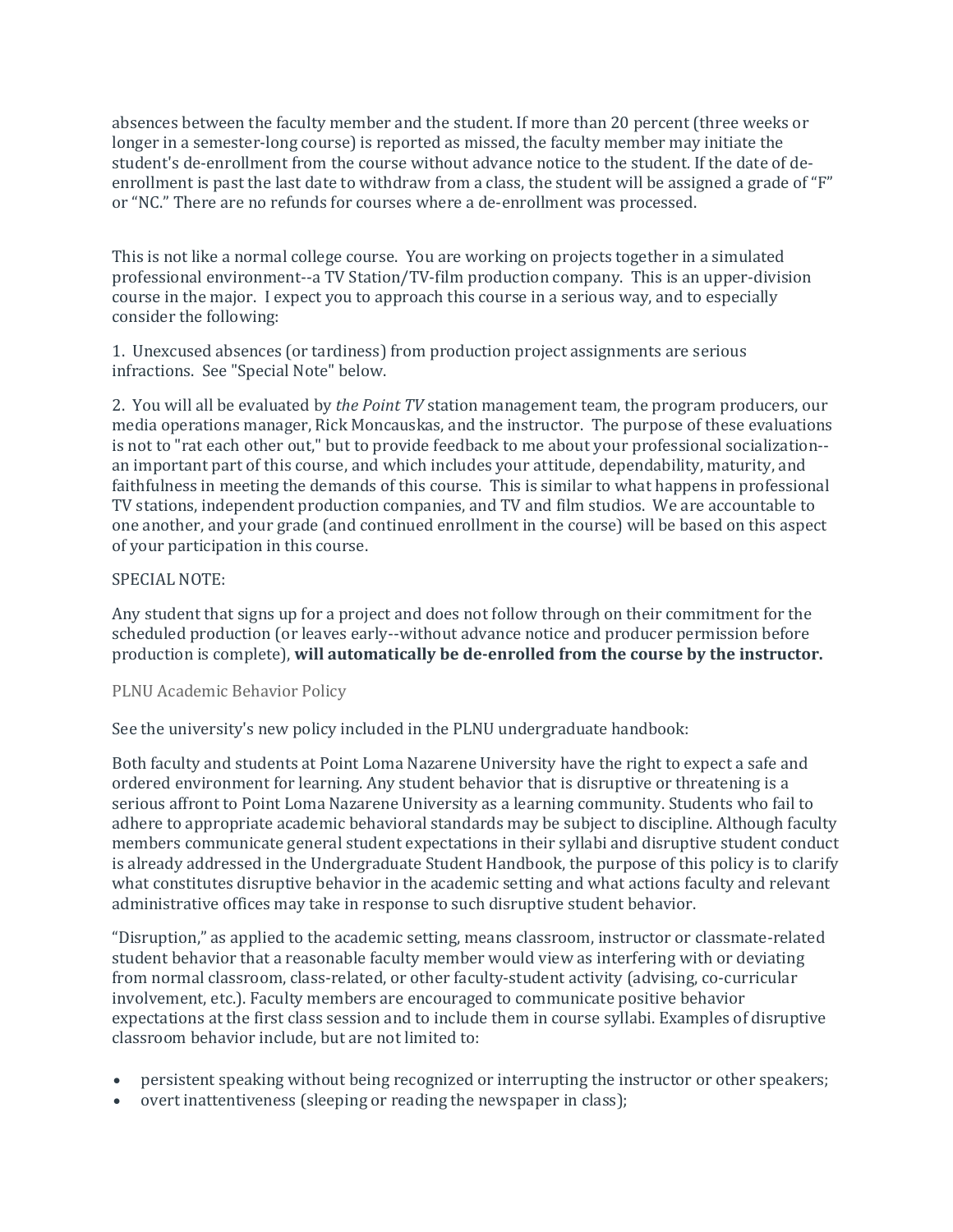absences between the faculty member and the student. If more than 20 percent (three weeks or longer in a semester-long course) is reported as missed, the faculty member may initiate the student's de-enrollment from the course without advance notice to the student. If the date of de-enrollment is past the last date to withdraw from a class, the student will be assigned a grade of "F" or "NC." There are no refunds for courses where a de-enrollment was processed.

This is not like a normal college course. You are working on projects together in a simulated professional environment--a TV Station/TV-film production company. This is an upper-division course in the major. I expect you to approach this course in a serious way, and to especially consider the following:

1. Unexcused absences (or tardiness) from production project assignments are serious infractions. See "Special Note" below.

2. You will all be evaluated by *the Point TV* station management team, the program producers, our media operations manager, Rick Moncauskas, and the instructor. The purpose of these evaluations is not to "rat each other out," but to provide feedback to me about your professional socialization--an important part of this course, and which includes your attitude, dependability, maturity, and faithfulness in meeting the demands of this course. This is similar to what happens in professional TV stations, independent production companies, and TV and film studios. We are accountable to one another, and your grade (and continued enrollment in the course) will be based on this aspect of your participation in this course.

SPECIAL NOTE:

Any student that signs up for a project and does not follow through on their commitment for the scheduled production (or leaves early--without advance notice and producer permission before production is complete), **will automatically be de-enrolled from the course by the instructor.**

## PLNU Academic Behavior Policy

See the university's new policy included in the PLNU undergraduate handbook:

Both faculty and students at Point Loma Nazarene University have the right to expect a safe and ordered environment for learning. Any student behavior that is disruptive or threatening is a serious affront to Point Loma Nazarene University as a learning community. Students who fail to adhere to appropriate academic behavioral standards may be subject to discipline. Although faculty members communicate general student expectations in their syllabi and disruptive student conduct is already addressed in the Undergraduate Student Handbook, the purpose of this policy is to clarify what constitutes disruptive behavior in the academic setting and what actions faculty and relevant administrative offices may take in response to such disruptive student behavior.

"Disruption," as applied to the academic setting, means classroom, instructor or classmate-related student behavior that a reasonable faculty member would view as interfering with or deviating from normal classroom, class-related, or other faculty-student activity (advising, co-curricular involvement, etc.). Faculty members are encouraged to communicate positive behavior expectations at the first class session and to include them in course syllabi. Examples of disruptive classroom behavior include, but are not limited to:

- persistent speaking without being recognized or interrupting the instructor or other speakers;
- overt inattentiveness (sleeping or reading the newspaper in class);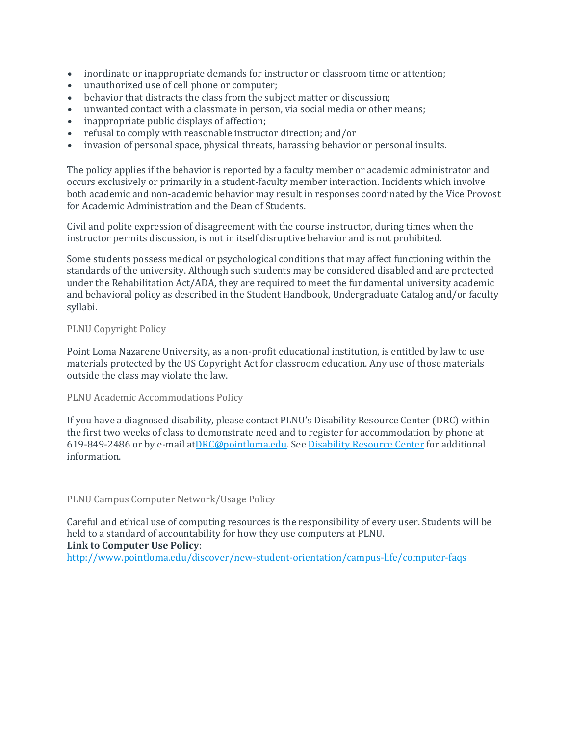- inordinate or inappropriate demands for instructor or classroom time or attention;
- unauthorized use of cell phone or computer;
- behavior that distracts the class from the subject matter or discussion;
- unwanted contact with a classmate in person, via social media or other means;
- inappropriate public displays of affection;
- refusal to comply with reasonable instructor direction; and/or
- invasion of personal space, physical threats, harassing behavior or personal insults.

The policy applies if the behavior is reported by a faculty member or academic administrator and occurs exclusively or primarily in a student-faculty member interaction. Incidents which involve both academic and non-academic behavior may result in responses coordinated by the Vice Provost for Academic Administration and the Dean of Students.

Civil and polite expression of disagreement with the course instructor, during times when the instructor permits discussion, is not in itself disruptive behavior and is not prohibited.

Some students possess medical or psychological conditions that may affect functioning within the standards of the university. Although such students may be considered disabled and are protected under the Rehabilitation Act/ADA, they are required to meet the fundamental university academic and behavioral policy as described in the Student Handbook, Undergraduate Catalog and/or faculty syllabi.

### PLNU Copyright Policy

Point Loma Nazarene University, as a non-profit educational institution, is entitled by law to use materials protected by the US Copyright Act for classroom education. Any use of those materials outside the class may violate the law.

### PLNU Academic Accommodations Policy

If you have a diagnosed disability, please contact PLNU's Disability Resource Center (DRC) within the first two weeks of class to demonstrate need and to register for accommodation by phone at 619-849-2486 or by e-mail at[DRC@pointloma.edu](mailto:DRC@pointloma.edu). See [Disability Resource Center]() for additional information.

### PLNU Campus Computer Network/Usage Policy

Careful and ethical use of computing resources is the responsibility of every user. Students will be held to a standard of accountability for how they use computers at PLNU.
**Link to Computer Use Policy**:
[http://www.pointloma.edu/discover/new-student-orientation/campus-life/computer-faqs](http://www.pointloma.edu/discover/new-student-orientation/campus-life/computer-faqs)